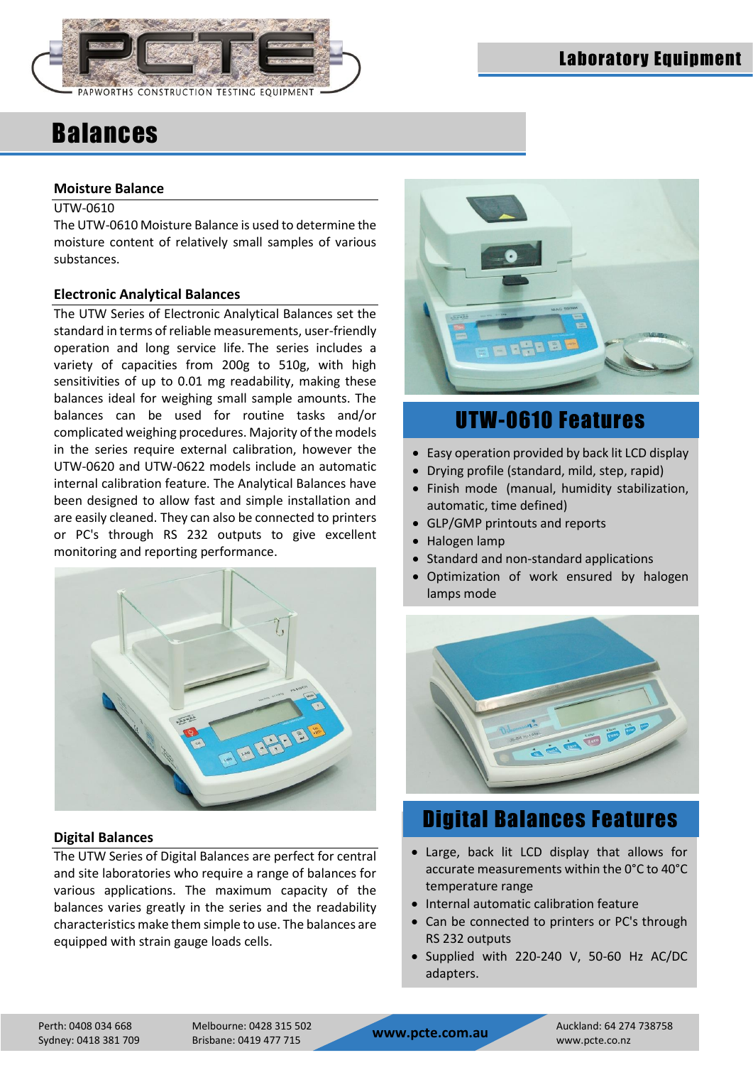# Balances

## Moisture Balance

UTW-0610

The UTW-0610 Moisture Balance is used to determine the moisture content of relatively small samples of various substances.

## Electronic Analytical Balances

The UTW Series of Electronic Analytical Balances set the standard in terms of reliable measurements, user-friendly operation and long service life. The series includes a variety of capacities from 200g to 510g, with high sensitivities of up to 0.01 mg readability, making these balances ideal for weighing small sample amounts. The balances can be used for routine tasks and/or complicated weighing procedures. Majority of the models in the series require external calibration, however the UTW-0620 and UTW-0622 models include an automatic internal calibration feature. The Analytical Balances have been designed to allow fast and simple installation and are easily cleaned. They can also be connected to printers or PC's through RS 232 outputs to give excellent monitoring and reporting performance.

## Digital Balances

The UTW Series of Digital Balances are perfect for central and site laboratories who require a range of balances for various applications. The maximum capacity of the balances varies greatly in the series and the readability characteristics make them simple to use. The balances are equipped with strain gauge loads cells.

## UTW-0610 Features

- Easy operation provided by back lit LCD display
- Drying profile (standard, mild, step, rapid)
- Finish mode (manual, humidity stabilization, automatic, time defined)
- GLP/GMP printouts and reports
- Halogen lamp
- Standard and non-standard applications
- Optimization of work ensured by halogen lamps mode

## Digital Balances Features

- Large, back lit LCD display that allows for accurate measurements within the 0°C to 40°C temperature range
- Internal automatic calibration feature
- Can be connected to printers or PC's through RS 232 outputs
- Supplied with 220-240 V, 50-60 Hz AC/DC adapters.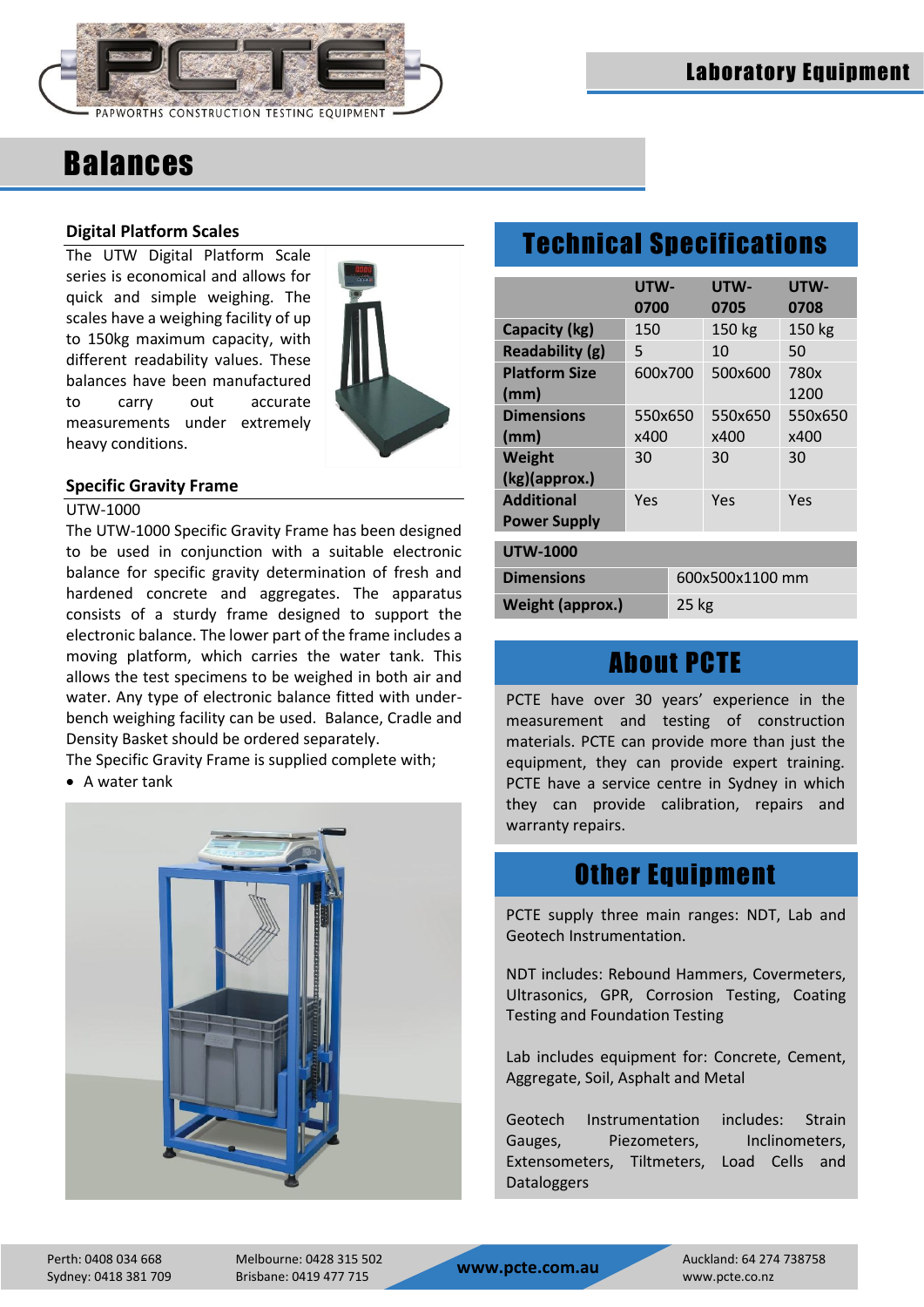# Balances

## Digital Platform Scales

The UTW Digital Platform Scale series is economical and allows for quick and simple weighing. The scales have a weighing facility of up to 150kg maximum capacity, with different readability values. These balances have been manufactured to carry out accurate measurements under extremely heavy conditions.

## Specific Gravity Frame

UTW-1000

The UTW-1000 Specific Gravity Frame has been designed to be used in conjunction with a suitable electronic balance for specific gravity determination of fresh and hardened concrete and aggregates. The apparatus consists of a sturdy frame designed to support the electronic balance. The lower part of the frame includes a moving platform, which carries the water tank. This allows the test specimens to be weighed in both air and water. Any type of electronic balance fitted with under-bench weighing facility can be used. Balance, Cradle and Density Basket should be ordered separately.

The Specific Gravity Frame is supplied complete with;

- A water tank

# Technical Specifications

| | UTW-0700 | UTW-0705 | UTW-0708 |
|---|---|---|---|
| **Capacity (kg)** | 150 | 150 kg | 150 kg |
| **Readability (g)** | 5 | 10 | 50 |
| **Platform Size (mm)** | 600x700 | 500x600 | 780x 1200 |
| **Dimensions (mm)** | 550x650 x400 | 550x650 x400 | 550x650 x400 |
| **Weight (kg)(approx.)** | 30 | 30 | 30 |
| **Additional Power Supply** | Yes | Yes | Yes |

| **UTW-1000** | |
|---|---|
| **Dimensions** | 600x500x1100 mm |
| **Weight (approx.)** | 25 kg |

# About PCTE

PCTE have over 30 years' experience in the measurement and testing of construction materials. PCTE can provide more than just the equipment, they can provide expert training. PCTE have a service centre in Sydney in which they can provide calibration, repairs and warranty repairs.

# Other Equipment

PCTE supply three main ranges: NDT, Lab and Geotech Instrumentation.

NDT includes: Rebound Hammers, Covermeters, Ultrasonics, GPR, Corrosion Testing, Coating Testing and Foundation Testing

Lab includes equipment for: Concrete, Cement, Aggregate, Soil, Asphalt and Metal

Geotech Instrumentation includes: Strain Gauges, Piezometers, Inclinometers, Extensometers, Tiltmeters, Load Cells and Dataloggers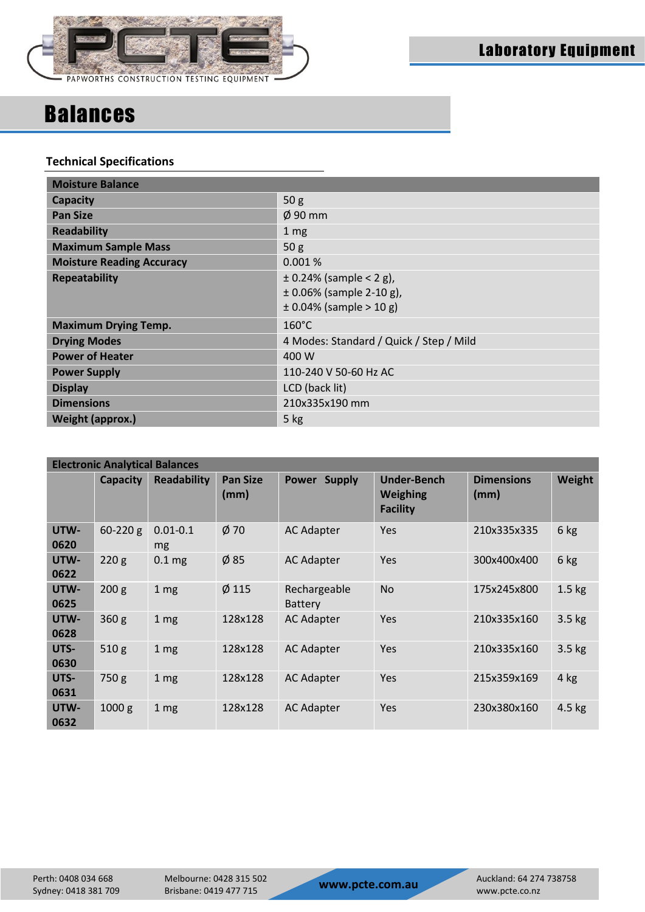# Balances

### Technical Specifications

| Moisture Balance | |
|---|---|
| **Capacity** | 50 g |
| **Pan Size** | Ø 90 mm |
| **Readability** | 1 mg |
| **Maximum Sample Mass** | 50 g |
| **Moisture Reading Accuracy** | 0.001 % |
| **Repeatability** | ± 0.24% (sample < 2 g), ± 0.06% (sample 2-10 g), ± 0.04% (sample > 10 g) |
| **Maximum Drying Temp.** | 160°C |
| **Drying Modes** | 4 Modes: Standard / Quick / Step / Mild |
| **Power of Heater** | 400 W |
| **Power Supply** | 110-240 V 50-60 Hz AC |
| **Display** | LCD (back lit) |
| **Dimensions** | 210x335x190 mm |
| **Weight (approx.)** | 5 kg |

| Electronic Analytical Balances | | | | | | | |
|---|---|---|---|---|---|---|---|
| | **Capacity** | **Readability** | **Pan Size (mm)** | **Power Supply** | **Under-Bench Weighing Facility** | **Dimensions (mm)** | **Weight** |
| **UTW-0620** | 60-220 g | 0.01-0.1 mg | Ø 70 | AC Adapter | Yes | 210x335x335 | 6 kg |
| **UTW-0622** | 220 g | 0.1 mg | Ø 85 | AC Adapter | Yes | 300x400x400 | 6 kg |
| **UTW-0625** | 200 g | 1 mg | Ø 115 | Rechargeable Battery | No | 175x245x800 | 1.5 kg |
| **UTW-0628** | 360 g | 1 mg | 128x128 | AC Adapter | Yes | 210x335x160 | 3.5 kg |
| **UTS-0630** | 510 g | 1 mg | 128x128 | AC Adapter | Yes | 210x335x160 | 3.5 kg |
| **UTS-0631** | 750 g | 1 mg | 128x128 | AC Adapter | Yes | 215x359x169 | 4 kg |
| **UTW-0632** | 1000 g | 1 mg | 128x128 | AC Adapter | Yes | 230x380x160 | 4.5 kg |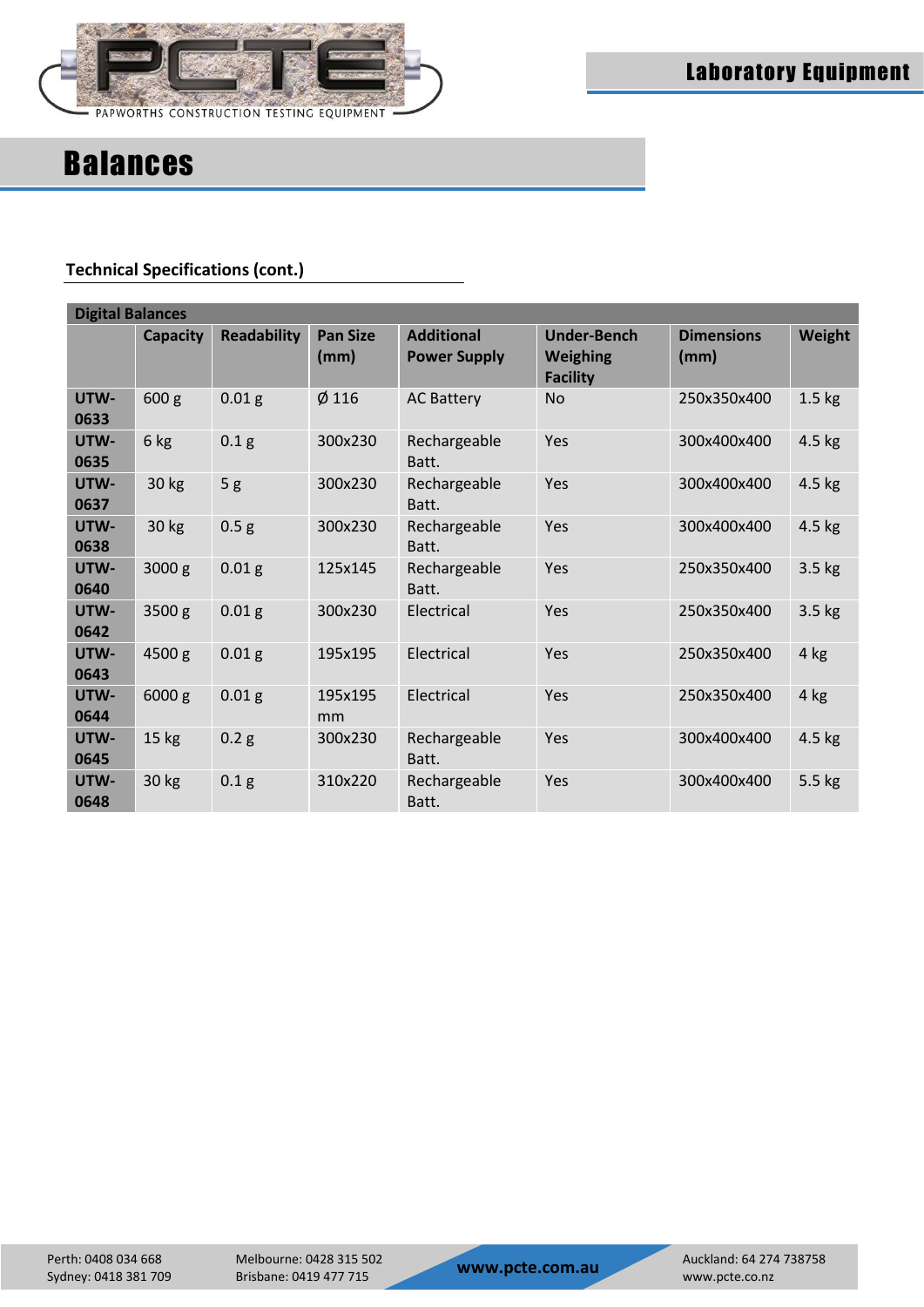# Balances

**Technical Specifications (cont.)**

| Digital Balances | | | | | | | |
|---|---|---|---|---|---|---|---|
| | **Capacity** | **Readability** | **Pan Size (mm)** | **Additional Power Supply** | **Under-Bench Weighing Facility** | **Dimensions (mm)** | **Weight** |
| **UTW-0633** | 600 g | 0.01 g | Ø 116 | AC Battery | No | 250x350x400 | 1.5 kg |
| **UTW-0635** | 6 kg | 0.1 g | 300x230 | Rechargeable Batt. | Yes | 300x400x400 | 4.5 kg |
| **UTW-0637** | 30 kg | 5 g | 300x230 | Rechargeable Batt. | Yes | 300x400x400 | 4.5 kg |
| **UTW-0638** | 30 kg | 0.5 g | 300x230 | Rechargeable Batt. | Yes | 300x400x400 | 4.5 kg |
| **UTW-0640** | 3000 g | 0.01 g | 125x145 | Rechargeable Batt. | Yes | 250x350x400 | 3.5 kg |
| **UTW-0642** | 3500 g | 0.01 g | 300x230 | Electrical | Yes | 250x350x400 | 3.5 kg |
| **UTW-0643** | 4500 g | 0.01 g | 195x195 | Electrical | Yes | 250x350x400 | 4 kg |
| **UTW-0644** | 6000 g | 0.01 g | 195x195 mm | Electrical | Yes | 250x350x400 | 4 kg |
| **UTW-0645** | 15 kg | 0.2 g | 300x230 | Rechargeable Batt. | Yes | 300x400x400 | 4.5 kg |
| **UTW-0648** | 30 kg | 0.1 g | 310x220 | Rechargeable Batt. | Yes | 300x400x400 | 5.5 kg |